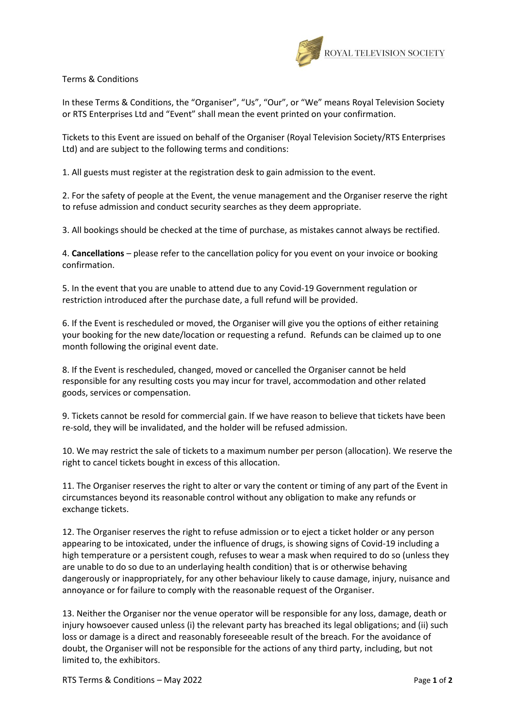Terms & Conditions

In these Terms & Conditions, the "Organiser", "Us", "Our", or "We" means Royal Television Society or RTS Enterprises Ltd and "Event" shall mean the event printed on your confirmation.

Tickets to this Event are issued on behalf of the Organiser (Royal Television Society/RTS Enterprises Ltd) and are subject to the following terms and conditions:

1. All guests must register at the registration desk to gain admission to the event.

2. For the safety of people at the Event, the venue management and the Organiser reserve the right to refuse admission and conduct security searches as they deem appropriate.

3. All bookings should be checked at the time of purchase, as mistakes cannot always be rectified.

4. **Cancellations** – please refer to the cancellation policy for you event on your invoice or booking confirmation.

5. In the event that you are unable to attend due to any Covid-19 Government regulation or restriction introduced after the purchase date, a full refund will be provided.

6. If the Event is rescheduled or moved, the Organiser will give you the options of either retaining your booking for the new date/location or requesting a refund. Refunds can be claimed up to one month following the original event date.

8. If the Event is rescheduled, changed, moved or cancelled the Organiser cannot be held responsible for any resulting costs you may incur for travel, accommodation and other related goods, services or compensation.

9. Tickets cannot be resold for commercial gain. If we have reason to believe that tickets have been re-sold, they will be invalidated, and the holder will be refused admission.

10. We may restrict the sale of tickets to a maximum number per person (allocation). We reserve the right to cancel tickets bought in excess of this allocation.

11. The Organiser reserves the right to alter or vary the content or timing of any part of the Event in circumstances beyond its reasonable control without any obligation to make any refunds or exchange tickets.

12. The Organiser reserves the right to refuse admission or to eject a ticket holder or any person appearing to be intoxicated, under the influence of drugs, is showing signs of Covid-19 including a high temperature or a persistent cough, refuses to wear a mask when required to do so (unless they are unable to do so due to an underlaying health condition) that is or otherwise behaving dangerously or inappropriately, for any other behaviour likely to cause damage, injury, nuisance and annoyance or for failure to comply with the reasonable request of the Organiser.

13. Neither the Organiser nor the venue operator will be responsible for any loss, damage, death or injury howsoever caused unless (i) the relevant party has breached its legal obligations; and (ii) such loss or damage is a direct and reasonably foreseeable result of the breach. For the avoidance of doubt, the Organiser will not be responsible for the actions of any third party, including, but not limited to, the exhibitors.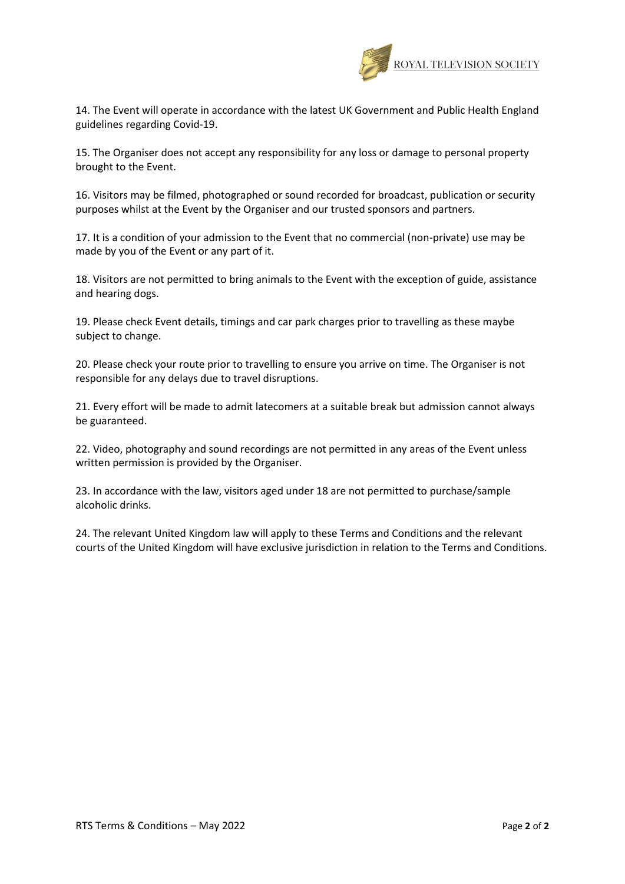14. The Event will operate in accordance with the latest UK Government and Public Health England guidelines regarding Covid-19.

15. The Organiser does not accept any responsibility for any loss or damage to personal property brought to the Event.

16. Visitors may be filmed, photographed or sound recorded for broadcast, publication or security purposes whilst at the Event by the Organiser and our trusted sponsors and partners.

17. It is a condition of your admission to the Event that no commercial (non-private) use may be made by you of the Event or any part of it.

18. Visitors are not permitted to bring animals to the Event with the exception of guide, assistance and hearing dogs.

19. Please check Event details, timings and car park charges prior to travelling as these maybe subject to change.

20. Please check your route prior to travelling to ensure you arrive on time. The Organiser is not responsible for any delays due to travel disruptions.

21. Every effort will be made to admit latecomers at a suitable break but admission cannot always be guaranteed.

22. Video, photography and sound recordings are not permitted in any areas of the Event unless written permission is provided by the Organiser.

23. In accordance with the law, visitors aged under 18 are not permitted to purchase/sample alcoholic drinks.

24. The relevant United Kingdom law will apply to these Terms and Conditions and the relevant courts of the United Kingdom will have exclusive jurisdiction in relation to the Terms and Conditions.